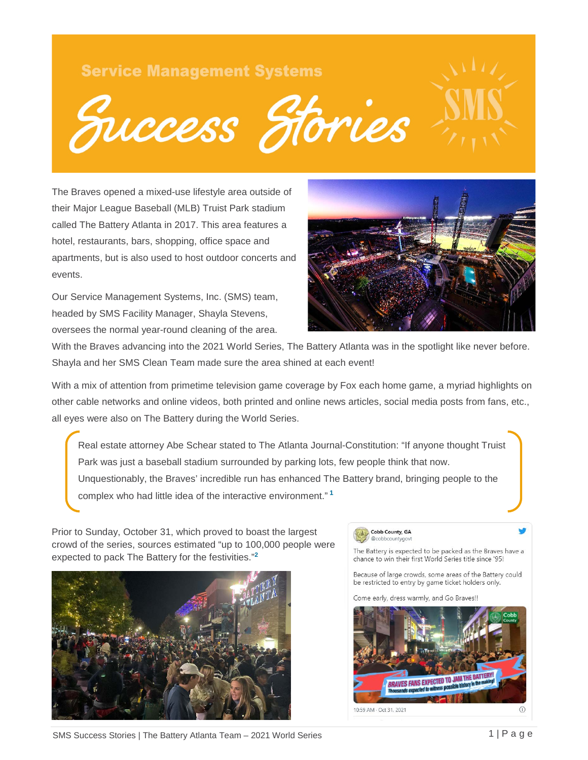# Service Management Systems

# Success Stories

The Braves opened a mixed-use lifestyle area outside of their Major League Baseball (MLB) Truist Park stadium called The Battery Atlanta in 2017. This area features a hotel, restaurants, bars, shopping, office space and apartments, but is also used to host outdoor concerts and events.

Our Service Management Systems, Inc. (SMS) team, headed by SMS Facility Manager, Shayla Stevens, oversees the normal year-round cleaning of the area. With the Braves advancing into the 2021 World Series, The Battery Atlanta was in the spotlight like never before. Shayla and her SMS Clean Team made sure the area shined at each event!

With a mix of attention from primetime television game coverage by Fox each home game, a myriad highlights on other cable networks and online videos, both printed and online news articles, social media posts from fans, etc., all eyes were also on The Battery during the World Series.

> Real estate attorney Abe Schear stated to The Atlanta Journal-Constitution: "If anyone thought Truist Park was just a baseball stadium surrounded by parking lots, few people think that now. Unquestionably, the Braves' incredible run has enhanced The Battery brand, bringing people to the complex who had little idea of the interactive environment." [1]

Prior to Sunday, October 31, which proved to boast the largest crowd of the series, sources estimated "up to 100,000 people were expected to pack The Battery for the festivities."[2]

**Cobb County, GA** @cobbcountygovt

The Battery is expected to be packed as the Braves have a chance to win their first World Series title since '95!

Because of large crowds, some areas of the Battery could be restricted to entry by game ticket holders only.

Come early, dress warmly, and Go Braves!!

10:59 AM · Oct 31, 2021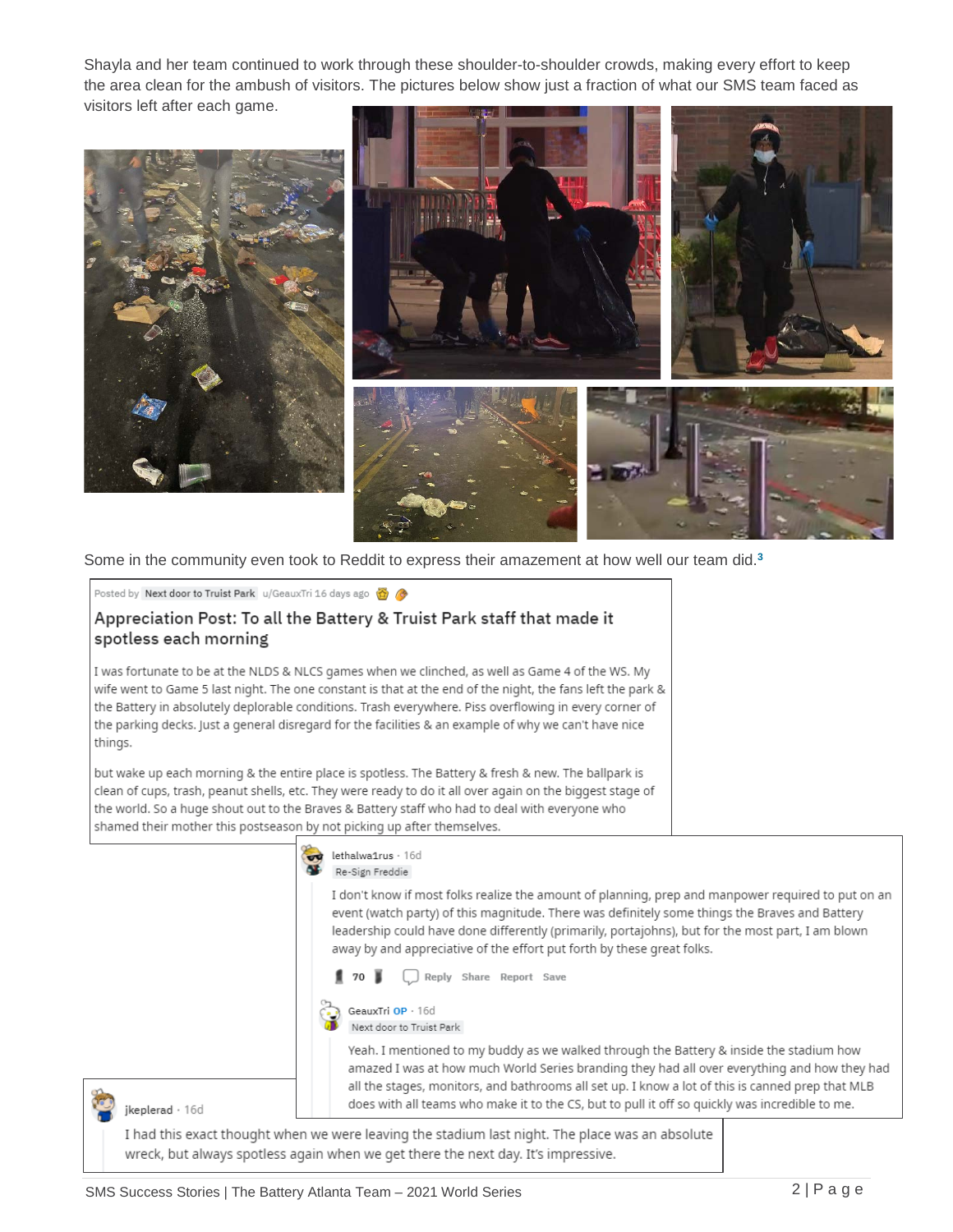Shayla and her team continued to work through these shoulder-to-shoulder crowds, making every effort to keep the area clean for the ambush of visitors. The pictures below show just a fraction of what our SMS team faced as visitors left after each game.

Some in the community even took to Reddit to express their amazement at how well our team did.[3]

Posted by Next door to Truist Park u/GeauxTri 16 days ago

**Appreciation Post: To all the Battery & Truist Park staff that made it spotless each morning**

I was fortunate to be at the NLDS & NLCS games when we clinched, as well as Game 4 of the WS. My wife went to Game 5 last night. The one constant is that at the end of the night, the fans left the park & the Battery in absolutely deplorable conditions. Trash everywhere. Piss overflowing in every corner of the parking decks. Just a general disregard for the facilities & an example of why we can't have nice things.

but wake up each morning & the entire place is spotless. The Battery & fresh & new. The ballpark is clean of cups, trash, peanut shells, etc. They were ready to do it all over again on the biggest stage of the world. So a huge shout out to the Braves & Battery staff who had to deal with everyone who shamed their mother this postseason by not picking up after themselves.

lethalwa1rus · 16d
Re-Sign Freddie

I don't know if most folks realize the amount of planning, prep and manpower required to put on an event (watch party) of this magnitude. There was definitely some things the Braves and Battery leadership could have done differently (primarily, portajohns), but for the most part, I am blown away by and appreciative of the effort put forth by these great folks.

70 Reply Share Report Save

GeauxTri OP · 16d
Next door to Truist Park

Yeah. I mentioned to my buddy as we walked through the Battery & inside the stadium how amazed I was at how much World Series branding they had all over everything and how they had all the stages, monitors, and bathrooms all set up. I know a lot of this is canned prep that MLB does with all teams who make it to the CS, but to pull it off so quickly was incredible to me.

jkeplerad · 16d

I had this exact thought when we were leaving the stadium last night. The place was an absolute wreck, but always spotless again when we get there the next day. It's impressive.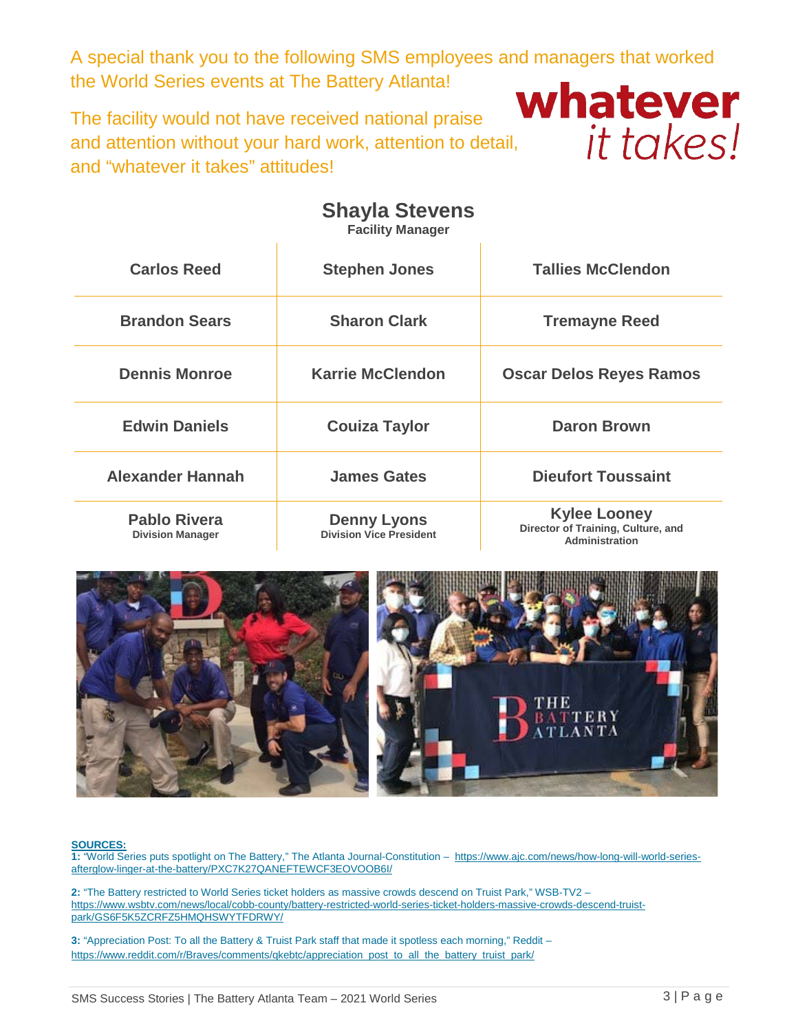A special thank you to the following SMS employees and managers that worked the World Series events at The Battery Atlanta!

The facility would not have received national praise and attention without your hard work, attention to detail, and "whatever it takes" attitudes!

**whatever** *it takes!*

## Shayla Stevens
**Facility Manager**

| | | |
|---|---|---|
| **Carlos Reed** | **Stephen Jones** | **Tallies McClendon** |
| **Brandon Sears** | **Sharon Clark** | **Tremayne Reed** |
| **Dennis Monroe** | **Karrie McClendon** | **Oscar Delos Reyes Ramos** |
| **Edwin Daniels** | **Couiza Taylor** | **Daron Brown** |
| **Alexander Hannah** | **James Gates** | **Dieufort Toussaint** |
| **Pablo Rivera** Division Manager | **Denny Lyons** Division Vice President | **Kylee Looney** Director of Training, Culture, and Administration |

**SOURCES:**

**1:** "World Series puts spotlight on The Battery," The Atlanta Journal-Constitution – https://www.ajc.com/news/how-long-will-world-series-afterglow-linger-at-the-battery/PXC7K27QANEFTEWCF3EOVOOB6I/

**2:** "The Battery restricted to World Series ticket holders as massive crowds descend on Truist Park," WSB-TV2 – https://www.wsbtv.com/news/local/cobb-county/battery-restricted-world-series-ticket-holders-massive-crowds-descend-truist-park/GS6F5K5ZCRFZ5HMQHSWYTFDRWY/

**3:** "Appreciation Post: To all the Battery & Truist Park staff that made it spotless each morning," Reddit – https://www.reddit.com/r/Braves/comments/qkebtc/appreciation_post_to_all_the_battery_truist_park/